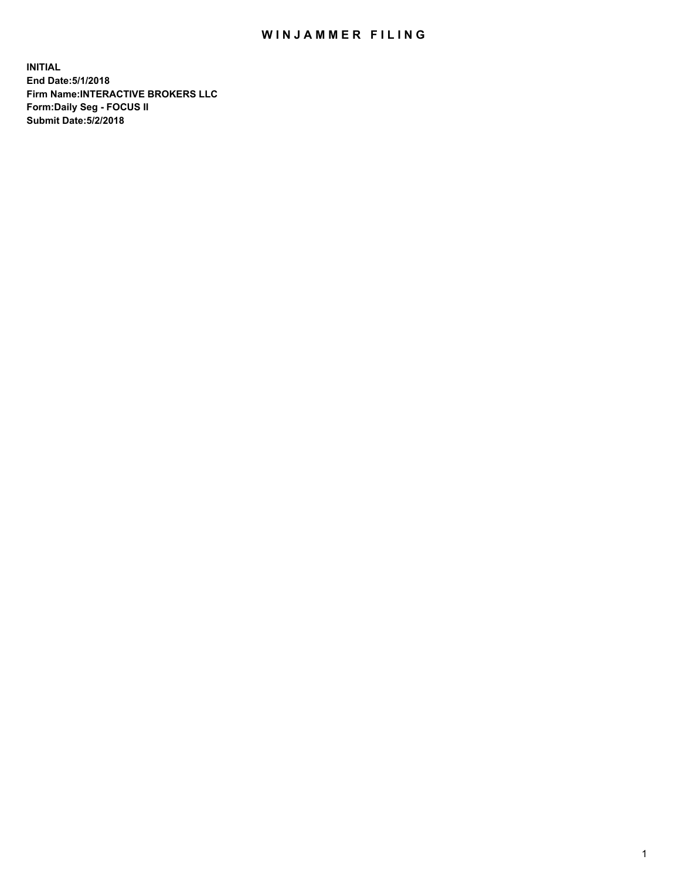# WINJAMMER FILING

**INITIAL**
**End Date:5/1/2018**
**Firm Name:INTERACTIVE BROKERS LLC**
**Form:Daily Seg - FOCUS II**
**Submit Date:5/2/2018**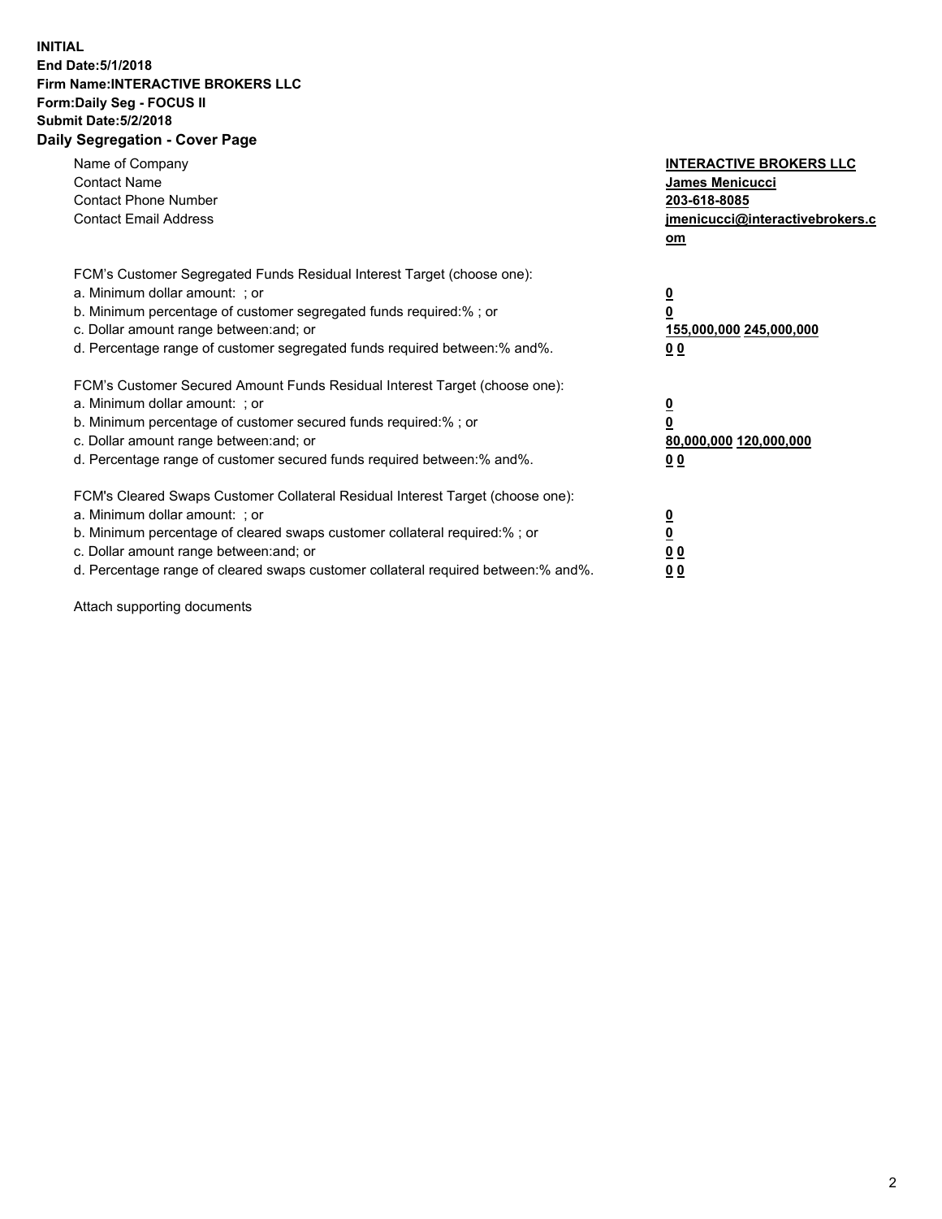**INITIAL**
**End Date:5/1/2018**
**Firm Name:INTERACTIVE BROKERS LLC**
**Form:Daily Seg - FOCUS II**
**Submit Date:5/2/2018**

## Daily Segregation - Cover Page

| | |
|---|---|
| Name of Company | **INTERACTIVE BROKERS LLC** |
| Contact Name | **James Menicucci** |
| Contact Phone Number | **203-618-8085** |
| Contact Email Address | **jmenicucci@interactivebrokers.com** |

FCM's Customer Segregated Funds Residual Interest Target (choose one):

| | |
|---|---|
| a. Minimum dollar amount: ; or | **0** |
| b. Minimum percentage of customer segregated funds required:% ; or | **0** |
| c. Dollar amount range between:and; or | **155,000,000 245,000,000** |
| d. Percentage range of customer segregated funds required between:% and%. | **0 0** |

FCM's Customer Secured Amount Funds Residual Interest Target (choose one):

| | |
|---|---|
| a. Minimum dollar amount: ; or | **0** |
| b. Minimum percentage of customer secured funds required:% ; or | **0** |
| c. Dollar amount range between:and; or | **80,000,000 120,000,000** |
| d. Percentage range of customer secured funds required between:% and%. | **0 0** |

FCM's Cleared Swaps Customer Collateral Residual Interest Target (choose one):

| | |
|---|---|
| a. Minimum dollar amount: ; or | **0** |
| b. Minimum percentage of cleared swaps customer collateral required:% ; or | **0** |
| c. Dollar amount range between:and; or | **0 0** |
| d. Percentage range of cleared swaps customer collateral required between:% and%. | **0 0** |

Attach supporting documents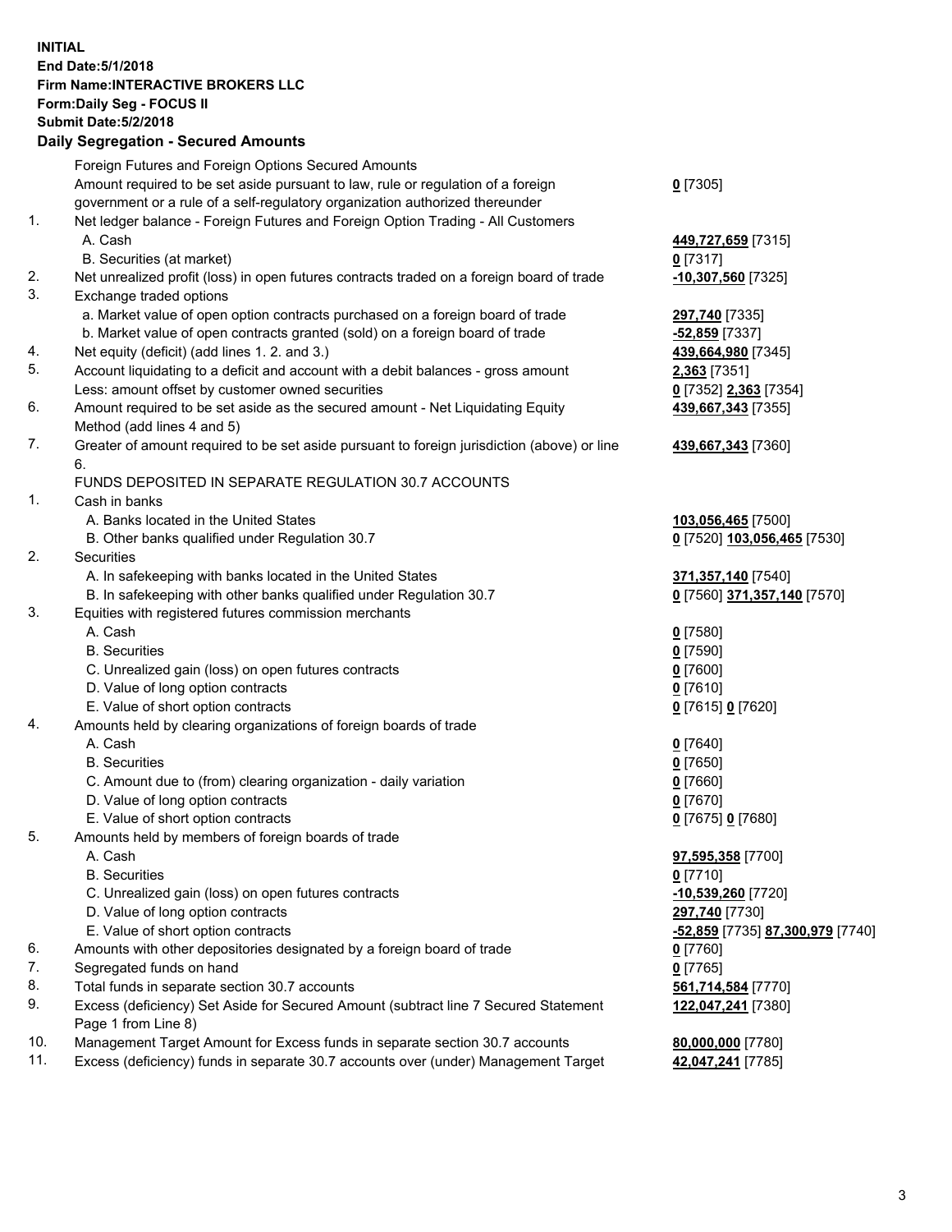**INITIAL**
**End Date:5/1/2018**
**Firm Name:INTERACTIVE BROKERS LLC**
**Form:Daily Seg - FOCUS II**
**Submit Date:5/2/2018**
**Daily Segregation - Secured Amounts**

| | | |
|---|---|---|
| | Foreign Futures and Foreign Options Secured Amounts | |
| | Amount required to be set aside pursuant to law, rule or regulation of a foreign government or a rule of a self-regulatory organization authorized thereunder | **0** [7305] |
| 1. | Net ledger balance - Foreign Futures and Foreign Option Trading - All Customers | |
| | A. Cash | **449,727,659** [7315] |
| | B. Securities (at market) | **0** [7317] |
| 2. | Net unrealized profit (loss) in open futures contracts traded on a foreign board of trade | **-10,307,560** [7325] |
| 3. | Exchange traded options | |
| | a. Market value of open option contracts purchased on a foreign board of trade | **297,740** [7335] |
| | b. Market value of open contracts granted (sold) on a foreign board of trade | **-52,859** [7337] |
| 4. | Net equity (deficit) (add lines 1. 2. and 3.) | **439,664,980** [7345] |
| 5. | Account liquidating to a deficit and account with a debit balances - gross amount | **2,363** [7351] |
| | Less: amount offset by customer owned securities | **0** [7352] **2,363** [7354] |
| 6. | Amount required to be set aside as the secured amount - Net Liquidating Equity Method (add lines 4 and 5) | **439,667,343** [7355] |
| 7. | Greater of amount required to be set aside pursuant to foreign jurisdiction (above) or line 6. | **439,667,343** [7360] |
| | FUNDS DEPOSITED IN SEPARATE REGULATION 30.7 ACCOUNTS | |
| 1. | Cash in banks | |
| | A. Banks located in the United States | **103,056,465** [7500] |
| | B. Other banks qualified under Regulation 30.7 | **0** [7520] **103,056,465** [7530] |
| 2. | Securities | |
| | A. In safekeeping with banks located in the United States | **371,357,140** [7540] |
| | B. In safekeeping with other banks qualified under Regulation 30.7 | **0** [7560] **371,357,140** [7570] |
| 3. | Equities with registered futures commission merchants | |
| | A. Cash | **0** [7580] |
| | B. Securities | **0** [7590] |
| | C. Unrealized gain (loss) on open futures contracts | **0** [7600] |
| | D. Value of long option contracts | **0** [7610] |
| | E. Value of short option contracts | **0** [7615] **0** [7620] |
| 4. | Amounts held by clearing organizations of foreign boards of trade | |
| | A. Cash | **0** [7640] |
| | B. Securities | **0** [7650] |
| | C. Amount due to (from) clearing organization - daily variation | **0** [7660] |
| | D. Value of long option contracts | **0** [7670] |
| | E. Value of short option contracts | **0** [7675] **0** [7680] |
| 5. | Amounts held by members of foreign boards of trade | |
| | A. Cash | **97,595,358** [7700] |
| | B. Securities | **0** [7710] |
| | C. Unrealized gain (loss) on open futures contracts | **-10,539,260** [7720] |
| | D. Value of long option contracts | **297,740** [7730] |
| | E. Value of short option contracts | **-52,859** [7735] **87,300,979** [7740] |
| 6. | Amounts with other depositories designated by a foreign board of trade | **0** [7760] |
| 7. | Segregated funds on hand | **0** [7765] |
| 8. | Total funds in separate section 30.7 accounts | **561,714,584** [7770] |
| 9. | Excess (deficiency) Set Aside for Secured Amount (subtract line 7 Secured Statement Page 1 from Line 8) | **122,047,241** [7380] |
| 10. | Management Target Amount for Excess funds in separate section 30.7 accounts | **80,000,000** [7780] |
| 11. | Excess (deficiency) funds in separate 30.7 accounts over (under) Management Target | **42,047,241** [7785] |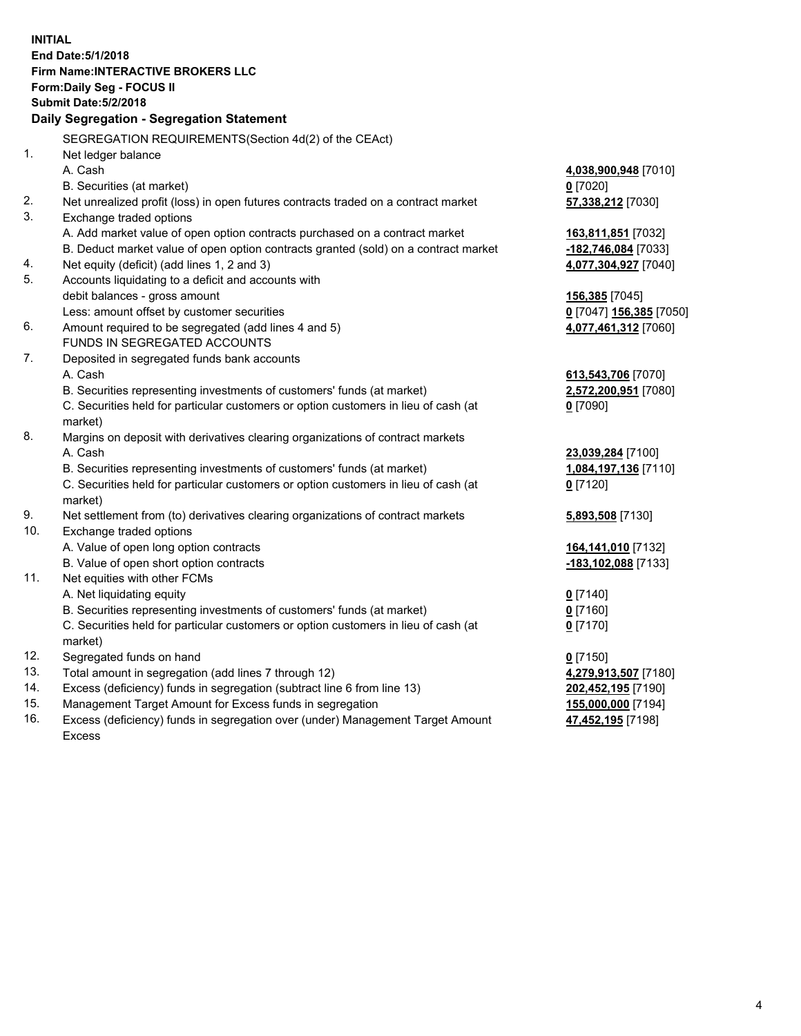**INITIAL**
**End Date:5/1/2018**
**Firm Name:INTERACTIVE BROKERS LLC**
**Form:Daily Seg - FOCUS II**
**Submit Date:5/2/2018**

**Daily Segregation - Segregation Statement**

| | | |
|---|---|---|
| | SEGREGATION REQUIREMENTS(Section 4d(2) of the CEAct) | |
| 1. | Net ledger balance | |
| | A. Cash | **4,038,900,948** [7010] |
| | B. Securities (at market) | **0** [7020] |
| 2. | Net unrealized profit (loss) in open futures contracts traded on a contract market | **57,338,212** [7030] |
| 3. | Exchange traded options | |
| | A. Add market value of open option contracts purchased on a contract market | **163,811,851** [7032] |
| | B. Deduct market value of open option contracts granted (sold) on a contract market | **-182,746,084** [7033] |
| 4. | Net equity (deficit) (add lines 1, 2 and 3) | **4,077,304,927** [7040] |
| 5. | Accounts liquidating to a deficit and accounts with | |
| | debit balances - gross amount | **156,385** [7045] |
| | Less: amount offset by customer securities | **0** [7047] **156,385** [7050] |
| 6. | Amount required to be segregated (add lines 4 and 5) | **4,077,461,312** [7060] |
| | FUNDS IN SEGREGATED ACCOUNTS | |
| 7. | Deposited in segregated funds bank accounts | |
| | A. Cash | **613,543,706** [7070] |
| | B. Securities representing investments of customers' funds (at market) | **2,572,200,951** [7080] |
| | C. Securities held for particular customers or option customers in lieu of cash (at market) | **0** [7090] |
| 8. | Margins on deposit with derivatives clearing organizations of contract markets | |
| | A. Cash | **23,039,284** [7100] |
| | B. Securities representing investments of customers' funds (at market) | **1,084,197,136** [7110] |
| | C. Securities held for particular customers or option customers in lieu of cash (at market) | **0** [7120] |
| 9. | Net settlement from (to) derivatives clearing organizations of contract markets | **5,893,508** [7130] |
| 10. | Exchange traded options | |
| | A. Value of open long option contracts | **164,141,010** [7132] |
| | B. Value of open short option contracts | **-183,102,088** [7133] |
| 11. | Net equities with other FCMs | |
| | A. Net liquidating equity | **0** [7140] |
| | B. Securities representing investments of customers' funds (at market) | **0** [7160] |
| | C. Securities held for particular customers or option customers in lieu of cash (at market) | **0** [7170] |
| 12. | Segregated funds on hand | **0** [7150] |
| 13. | Total amount in segregation (add lines 7 through 12) | **4,279,913,507** [7180] |
| 14. | Excess (deficiency) funds in segregation (subtract line 6 from line 13) | **202,452,195** [7190] |
| 15. | Management Target Amount for Excess funds in segregation | **155,000,000** [7194] |
| 16. | Excess (deficiency) funds in segregation over (under) Management Target Amount Excess | **47,452,195** [7198] |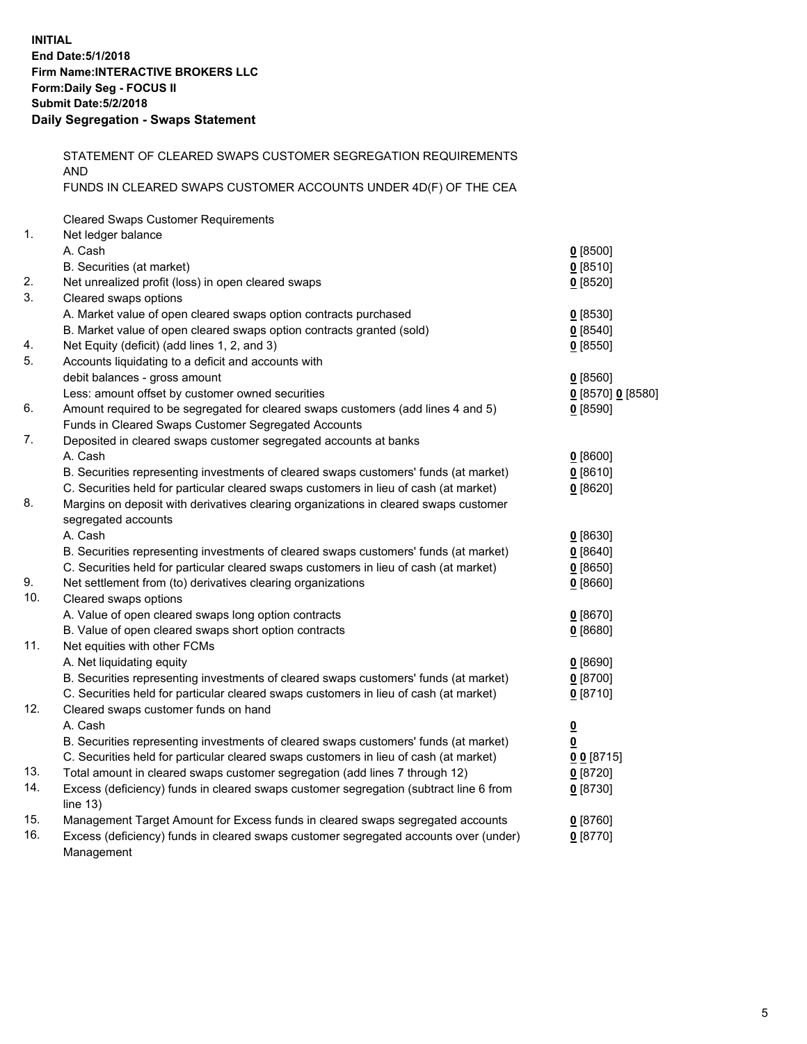**INITIAL**
**End Date:5/1/2018**
**Firm Name:INTERACTIVE BROKERS LLC**
**Form:Daily Seg - FOCUS II**
**Submit Date:5/2/2018**
**Daily Segregation - Swaps Statement**

STATEMENT OF CLEARED SWAPS CUSTOMER SEGREGATION REQUIREMENTS AND FUNDS IN CLEARED SWAPS CUSTOMER ACCOUNTS UNDER 4D(F) OF THE CEA

| | | |
|---|---|---|
| | Cleared Swaps Customer Requirements | |
| 1. | Net ledger balance | |
| | A. Cash | 0 [8500] |
| | B. Securities (at market) | 0 [8510] |
| 2. | Net unrealized profit (loss) in open cleared swaps | 0 [8520] |
| 3. | Cleared swaps options | |
| | A. Market value of open cleared swaps option contracts purchased | 0 [8530] |
| | B. Market value of open cleared swaps option contracts granted (sold) | 0 [8540] |
| 4. | Net Equity (deficit) (add lines 1, 2, and 3) | 0 [8550] |
| 5. | Accounts liquidating to a deficit and accounts with debit balances - gross amount | 0 [8560] |
| | Less: amount offset by customer owned securities | 0 [8570] 0 [8580] |
| 6. | Amount required to be segregated for cleared swaps customers (add lines 4 and 5) | 0 [8590] |
| | Funds in Cleared Swaps Customer Segregated Accounts | |
| 7. | Deposited in cleared swaps customer segregated accounts at banks | |
| | A. Cash | 0 [8600] |
| | B. Securities representing investments of cleared swaps customers' funds (at market) | 0 [8610] |
| | C. Securities held for particular cleared swaps customers in lieu of cash (at market) | 0 [8620] |
| 8. | Margins on deposit with derivatives clearing organizations in cleared swaps customer segregated accounts | |
| | A. Cash | 0 [8630] |
| | B. Securities representing investments of cleared swaps customers' funds (at market) | 0 [8640] |
| | C. Securities held for particular cleared swaps customers in lieu of cash (at market) | 0 [8650] |
| 9. | Net settlement from (to) derivatives clearing organizations | 0 [8660] |
| 10. | Cleared swaps options | |
| | A. Value of open cleared swaps long option contracts | 0 [8670] |
| | B. Value of open cleared swaps short option contracts | 0 [8680] |
| 11. | Net equities with other FCMs | |
| | A. Net liquidating equity | 0 [8690] |
| | B. Securities representing investments of cleared swaps customers' funds (at market) | 0 [8700] |
| | C. Securities held for particular cleared swaps customers in lieu of cash (at market) | 0 [8710] |
| 12. | Cleared swaps customer funds on hand | |
| | A. Cash | 0 |
| | B. Securities representing investments of cleared swaps customers' funds (at market) | 0 |
| | C. Securities held for particular cleared swaps customers in lieu of cash (at market) | 0 0 [8715] |
| 13. | Total amount in cleared swaps customer segregation (add lines 7 through 12) | 0 [8720] |
| 14. | Excess (deficiency) funds in cleared swaps customer segregation (subtract line 6 from line 13) | 0 [8730] |
| 15. | Management Target Amount for Excess funds in cleared swaps segregated accounts | 0 [8760] |
| 16. | Excess (deficiency) funds in cleared swaps customer segregated accounts over (under) Management | 0 [8770] |